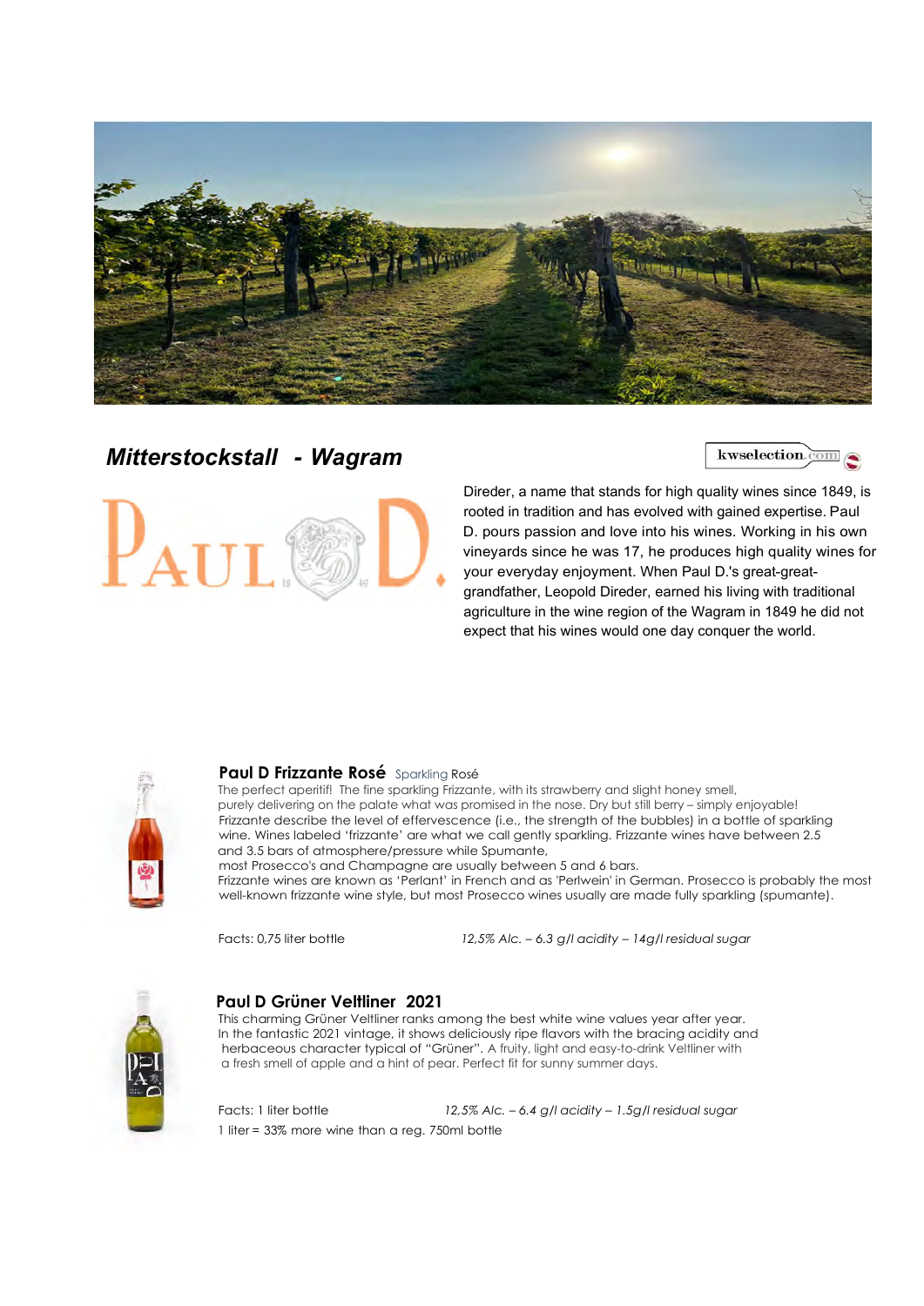## *Mitterstockstall - Wagram*

kwselection.com

PAUL D.

Direder, a name that stands for high quality wines since 1849, is rooted in tradition and has evolved with gained expertise. Paul D. pours passion and love into his wines. Working in his own vineyards since he was 17, he produces high quality wines for your everyday enjoyment. When Paul D.'s great-great-grandfather, Leopold Direder, earned his living with traditional agriculture in the wine region of the Wagram in 1849 he did not expect that his wines would one day conquer the world.

### **Paul D Frizzante Rosé** Sparkling Rosé

The perfect aperitif! The fine sparkling Frizzante, with its strawberry and slight honey smell, purely delivering on the palate what was promised in the nose. Dry but still berry – simply enjoyable! Frizzante describe the level of effervescence (i.e., the strength of the bubbles) in a bottle of sparkling wine. Wines labeled 'frizzante' are what we call gently sparkling. Frizzante wines have between 2.5 and 3.5 bars of atmosphere/pressure while Spumante, most Prosecco's and Champagne are usually between 5 and 6 bars. Frizzante wines are known as 'Perlant' in French and as 'Perlwein' in German. Prosecco is probably the most well-known frizzante wine style, but most Prosecco wines usually are made fully sparkling (spumante).

Facts: 0,75 liter bottle *12,5% Alc. – 6.3 g/l acidity – 14g/l residual sugar*

### **Paul D Grüner Veltliner 2021**

This charming Grüner Veltliner ranks among the best white wine values year after year. In the fantastic 2021 vintage, it shows deliciously ripe flavors with the bracing acidity and herbaceous character typical of "Grüner". A fruity, light and easy-to-drink Veltliner with a fresh smell of apple and a hint of pear. Perfect fit for sunny summer days.

Facts: 1 liter bottle *12,5% Alc. – 6.4 g/l acidity – 1.5g/l residual sugar*

1 liter = 33% more wine than a reg. 750ml bottle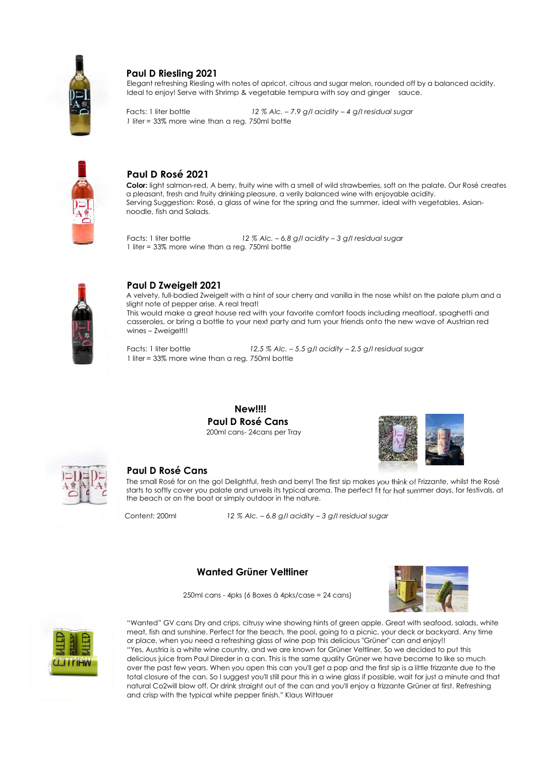## Paul D Riesling 2021

Elegant refreshing Riesling with notes of apricot, citrous and sugar melon, rounded off by a balanced acidity. Ideal to enjoy! Serve with Shrimp & vegetable tempura with soy and ginger sauce.

Facts: 1 liter bottle *12 % Alc. – 7.9 g/l acidity – 4 g/l residual sugar*

*1* liter = 33% more wine than a reg. 750ml bottle

## Paul D Rosé 2021

**Color:** light salmon-red, A berry, fruity wine with a smell of wild strawberries, soft on the palate. Our Rosé creates a pleasant, fresh and fruity drinking pleasure, a verily balanced wine with enjoyable acidity.
Serving Suggestion: Rosé, a glass of wine for the spring and the summer, ideal with vegetables, Asian-noodle, fish and Salads.

Facts: 1 liter bottle *12 % Alc. – 6.8 g/l acidity – 3 g/l residual sugar*

1 liter = 33% more wine than a reg. 750ml bottle

## Paul D Zweigelt 2021

A velvety, full-bodied Zweigelt with a hint of sour cherry and vanilla in the nose whilst on the palate plum and a slight note of pepper arise. A real treat!
This would make a great house red with your favorite comfort foods including meatloaf, spaghetti and casseroles, or bring a bottle to your next party and turn your friends onto the new wave of Austrian red wines – Zweigelt!!

Facts: 1 liter bottle *12,5 % Alc. – 5.5 g/l acidity – 2,5 g/l residual sugar*

1 liter = 33% more wine than a reg. 750ml bottle

**New!!!!**

**Paul D Rosé Cans**

200ml cans- 24cans per Tray

## Paul D Rosé Cans

The small Rosé for on the go! Delightful, fresh and berry! The first sip makes you think of Frizzante, whilst the Rosé starts to softly cover you palate and unveils its typical aroma. The perfect fit for hot summer days, for festivals, at the beach or on the boat or simply outdoor in the nature.

Content: 200ml *12 % Alc. – 6.8 g/l acidity – 3 g/l residual sugar*

## Wanted Grüner Veltliner

250ml cans - 4pks (6 Boxes á 4pks/case = 24 cans)

"Wanted" GV cans Dry and crips, citrusy wine showing hints of green apple. Great with seafood, salads, white meat, fish and sunshine. Perfect for the beach, the pool, going to a picnic, your deck or backyard. Any time or place, when you need a refreshing glass of wine pop this delicious "Grüner" can and enjoy!!
"Yes, Austria is a white wine country, and we are known for Grüner Veltliner. So we decided to put this delicious juice from Paul Direder in a can. This is the same quality Grüner we have become to like so much over the past few years. When you open this can you'll get a pop and the first sip is a little frizzante due to the total closure of the can. So I suggest you'll still pour this in a wine glass if possible, wait for just a minute and that natural Co2will blow off. Or drink straight out of the can and you'll enjoy a frizzante Grüner at first. Refreshing and crisp with the typical white pepper finish." Klaus Wittauer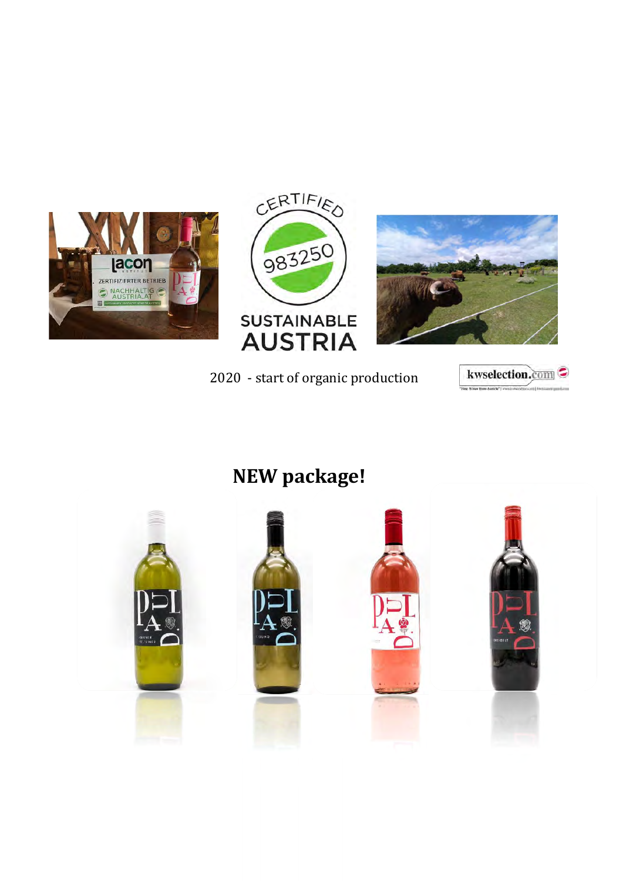2020 - start of organic production

## NEW package!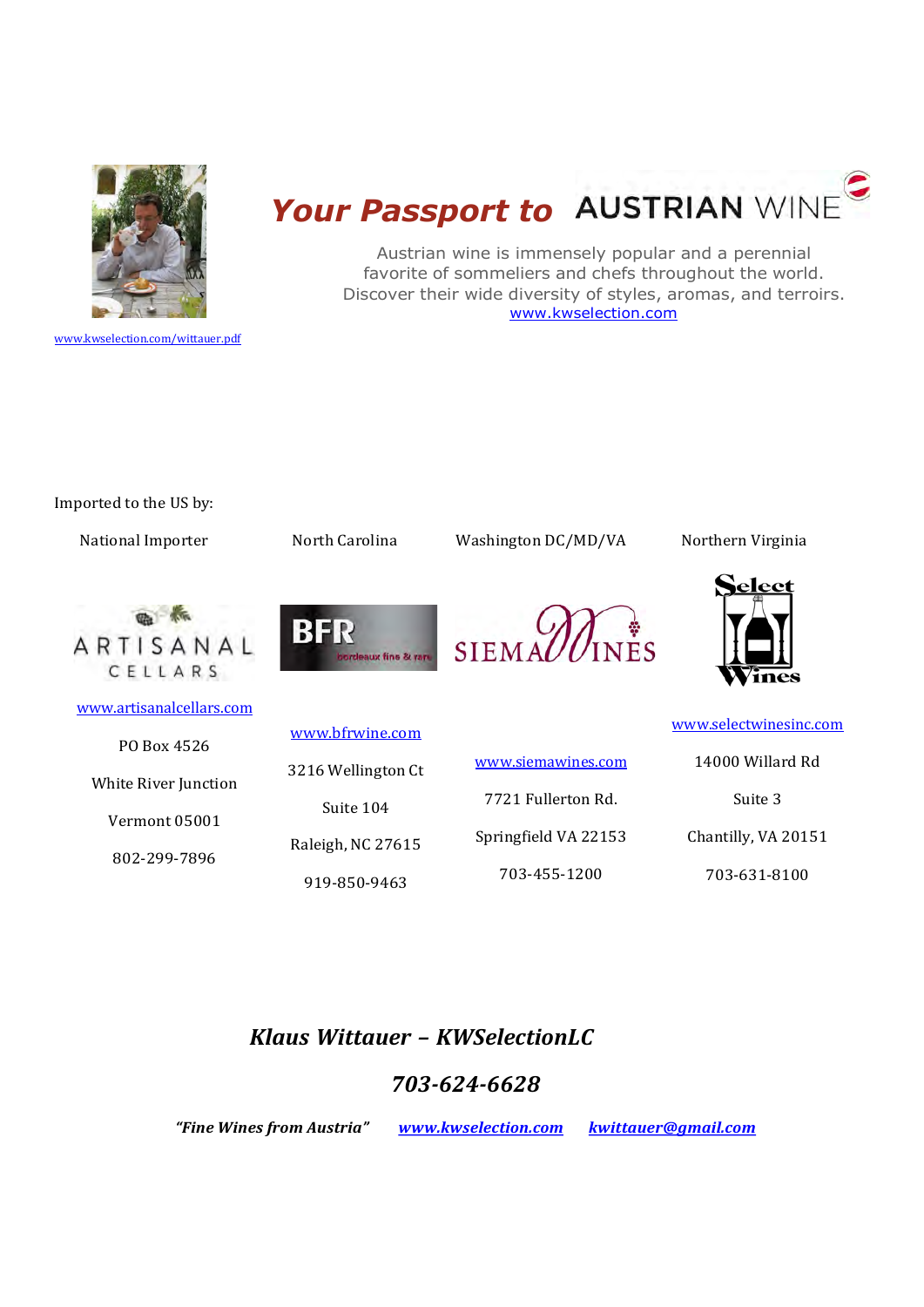www.kwselection.com/wittauer.pdf

# *Your Passport to* AUSTRIAN WINE

Austrian wine is immensely popular and a perennial favorite of sommeliers and chefs throughout the world. Discover their wide diversity of styles, aromas, and terroirs.
www.kwselection.com

Imported to the US by:

| National Importer | North Carolina | Washington DC/MD/VA | Northern Virginia |
|---|---|---|---|
| ARTISANAL CELLARS | BFR bordeaux fine & rare | SIEMA WINES | Select Wines |
| www.artisanalcellars.com | www.bfrwine.com | www.siemawines.com | www.selectwinesinc.com |
| PO Box 4526 | 3216 Wellington Ct | 7721 Fullerton Rd. | 14000 Willard Rd |
| White River Junction | Suite 104 | Springfield VA 22153 | Suite 3 |
| Vermont 05001 | Raleigh, NC 27615 | 703-455-1200 | Chantilly, VA 20151 |
| 802-299-7896 | 919-850-9463 | | 703-631-8100 |

***Klaus Wittauer – KWSelectionLC***

***703-624-6628***

***"Fine Wines from Austria"*** ***www.kwselection.com*** ***kwittauer@gmail.com***